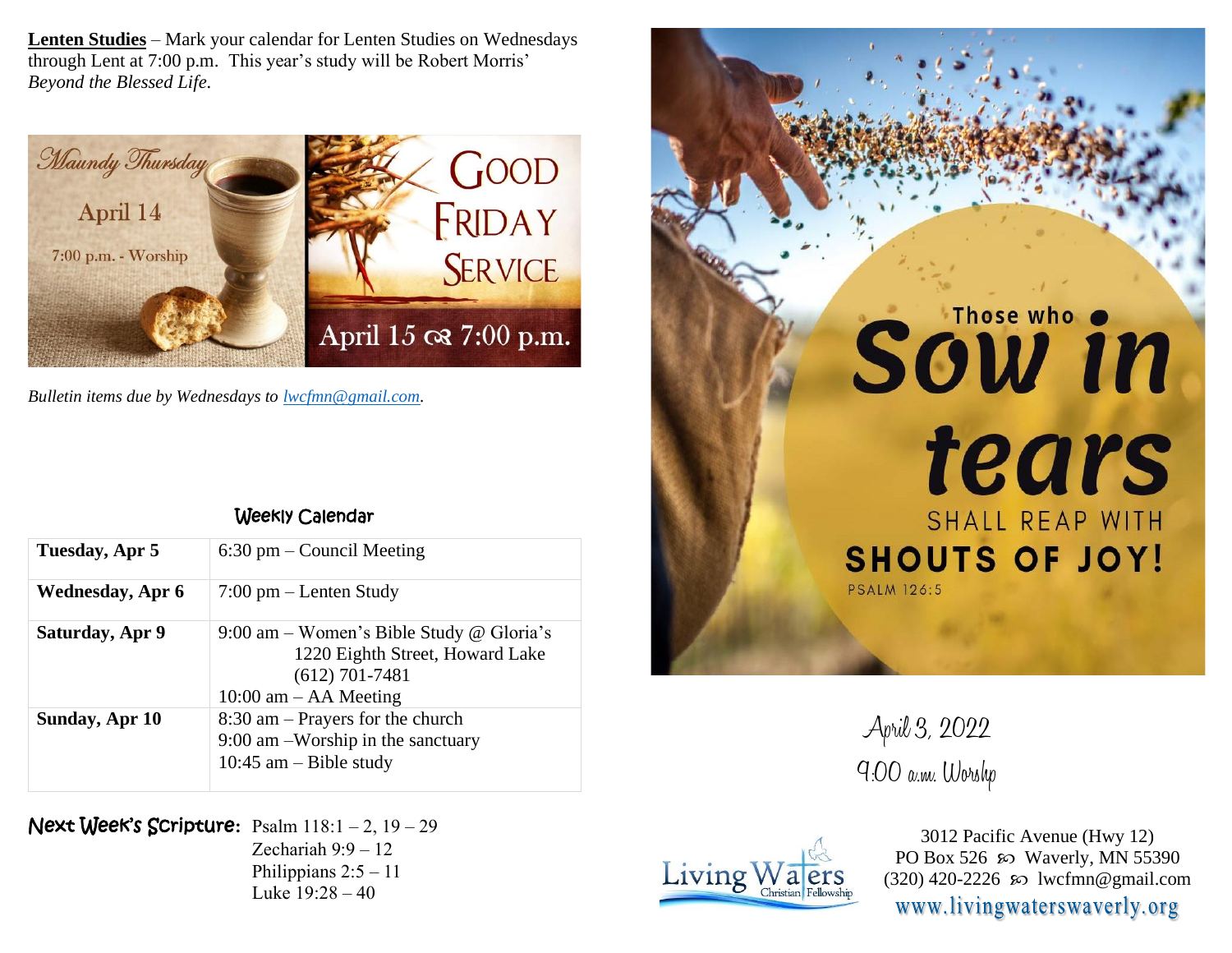**Lenten Studies** – Mark your calendar for Lenten Studies on Wednesdays through Lent at 7:00 p.m. This year's study will be Robert Morris' *Beyond the Blessed Life.*

Maundy Thursday
April 14
7:00 p.m. - Worship

GOOD FRIDAY SERVICE
April 15 ☙ 7:00 p.m.

*Bulletin items due by Wednesdays to lwcfmn@gmail.com.*

## Weekly Calendar

| | |
|---|---|
| **Tuesday, Apr 5** | 6:30 pm – Council Meeting |
| **Wednesday, Apr 6** | 7:00 pm – Lenten Study |
| **Saturday, Apr 9** | 9:00 am – Women's Bible Study @ Gloria's 1220 Eighth Street, Howard Lake (612) 701-7481<br>10:00 am – AA Meeting |
| **Sunday, Apr 10** | 8:30 am – Prayers for the church<br>9:00 am –Worship in the sanctuary<br>10:45 am – Bible study |

**Next Week's Scripture:** Psalm 118:1 – 2, 19 – 29
Zechariah 9:9 – 12
Philippians 2:5 – 11
Luke 19:28 – 40

Those who Sow in tears SHALL REAP WITH SHOUTS OF JOY!
PSALM 126:5

April 3, 2022
9:00 a.m. Worship

Living Waters Christian Fellowship

3012 Pacific Avenue (Hwy 12)
PO Box 526 ☙ Waverly, MN 55390
(320) 420-2226 ☙ lwcfmn@gmail.com
www.livingwaterswaverly.org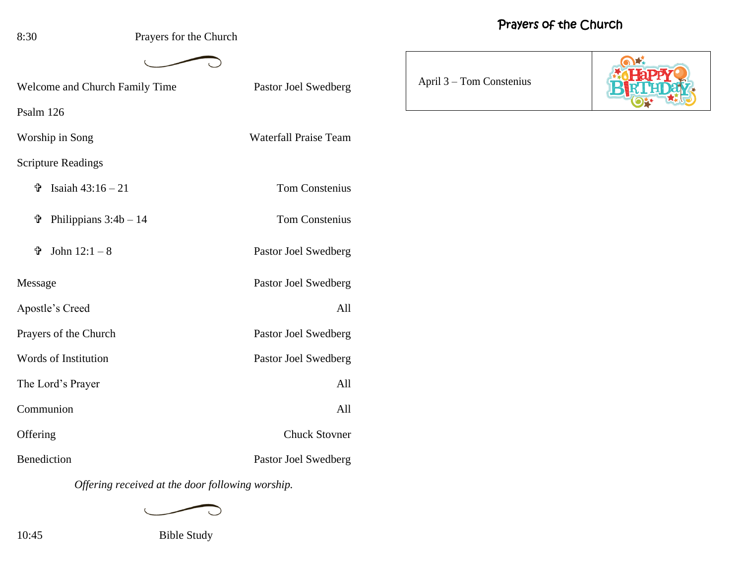8:30 Prayers for the Church

| | |
|---|---|
| Welcome and Church Family Time | Pastor Joel Swedberg |
| Psalm 126 | |
| Worship in Song | Waterfall Praise Team |
| Scripture Readings | |
| ✞ Isaiah 43:16 – 21 | Tom Constenius |
| ✞ Philippians 3:4b – 14 | Tom Constenius |
| ✞ John 12:1 – 8 | Pastor Joel Swedberg |
| Message | Pastor Joel Swedberg |
| Apostle's Creed | All |
| Prayers of the Church | Pastor Joel Swedberg |
| Words of Institution | Pastor Joel Swedberg |
| The Lord's Prayer | All |
| Communion | All |
| Offering | Chuck Stovner |
| Benediction | Pastor Joel Swedberg |

*Offering received at the door following worship.*

10:45 Bible Study

## Prayers of the Church

| | |
|---|---|
| April 3 – Tom Constenius | HAPPY BIRTHDAY |